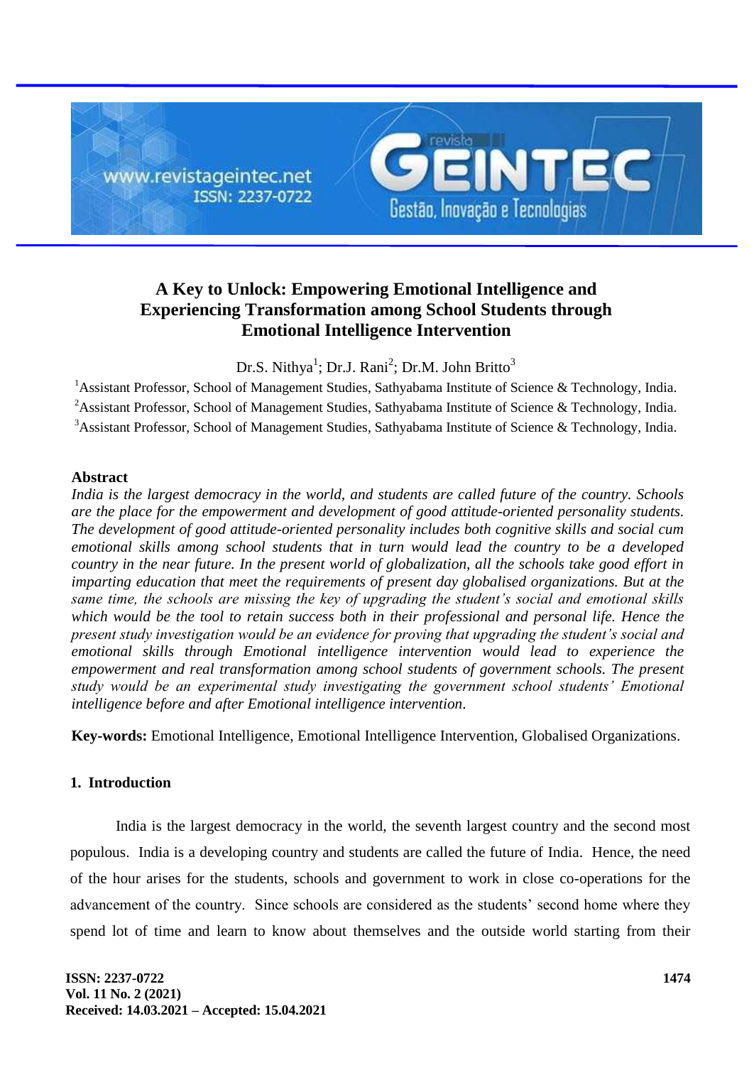# A Key to Unlock: Empowering Emotional Intelligence and Experiencing Transformation among School Students through Emotional Intelligence Intervention

Dr.S. Nithya[1]; Dr.J. Rani[2]; Dr.M. John Britto[3]

[1]Assistant Professor, School of Management Studies, Sathyabama Institute of Science & Technology, India.

[2]Assistant Professor, School of Management Studies, Sathyabama Institute of Science & Technology, India.

[3]Assistant Professor, School of Management Studies, Sathyabama Institute of Science & Technology, India.

## Abstract

*India is the largest democracy in the world, and students are called future of the country. Schools are the place for the empowerment and development of good attitude-oriented personality students. The development of good attitude-oriented personality includes both cognitive skills and social cum emotional skills among school students that in turn would lead the country to be a developed country in the near future. In the present world of globalization, all the schools take good effort in imparting education that meet the requirements of present day globalised organizations. But at the same time, the schools are missing the key of upgrading the student's social and emotional skills which would be the tool to retain success both in their professional and personal life. Hence the present study investigation would be an evidence for proving that upgrading the student's social and emotional skills through Emotional intelligence intervention would lead to experience the empowerment and real transformation among school students of government schools. The present study would be an experimental study investigating the government school students' Emotional intelligence before and after Emotional intelligence intervention.*

**Key-words:** Emotional Intelligence, Emotional Intelligence Intervention, Globalised Organizations.

## 1. Introduction

India is the largest democracy in the world, the seventh largest country and the second most populous. India is a developing country and students are called the future of India. Hence, the need of the hour arises for the students, schools and government to work in close co-operations for the advancement of the country. Since schools are considered as the students' second home where they spend lot of time and learn to know about themselves and the outside world starting from their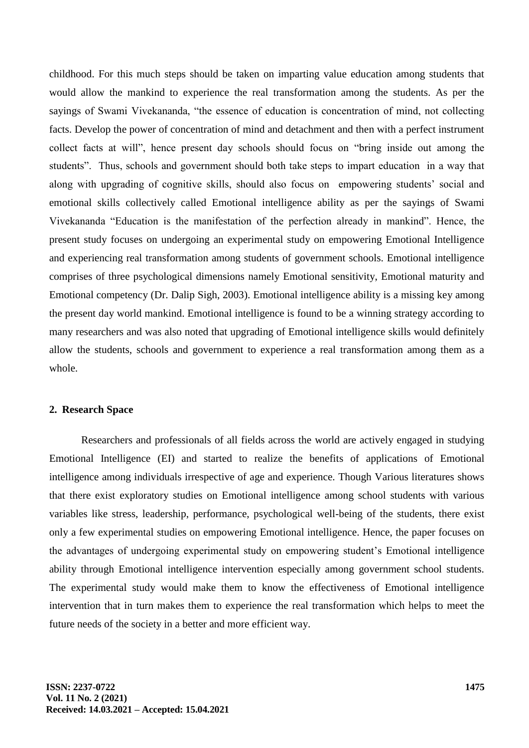childhood. For this much steps should be taken on imparting value education among students that would allow the mankind to experience the real transformation among the students. As per the sayings of Swami Vivekananda, "the essence of education is concentration of mind, not collecting facts. Develop the power of concentration of mind and detachment and then with a perfect instrument collect facts at will", hence present day schools should focus on "bring inside out among the students". Thus, schools and government should both take steps to impart education in a way that along with upgrading of cognitive skills, should also focus on empowering students' social and emotional skills collectively called Emotional intelligence ability as per the sayings of Swami Vivekananda "Education is the manifestation of the perfection already in mankind". Hence, the present study focuses on undergoing an experimental study on empowering Emotional Intelligence and experiencing real transformation among students of government schools. Emotional intelligence comprises of three psychological dimensions namely Emotional sensitivity, Emotional maturity and Emotional competency (Dr. Dalip Sigh, 2003). Emotional intelligence ability is a missing key among the present day world mankind. Emotional intelligence is found to be a winning strategy according to many researchers and was also noted that upgrading of Emotional intelligence skills would definitely allow the students, schools and government to experience a real transformation among them as a whole.

## 2. Research Space

Researchers and professionals of all fields across the world are actively engaged in studying Emotional Intelligence (EI) and started to realize the benefits of applications of Emotional intelligence among individuals irrespective of age and experience. Though Various literatures shows that there exist exploratory studies on Emotional intelligence among school students with various variables like stress, leadership, performance, psychological well-being of the students, there exist only a few experimental studies on empowering Emotional intelligence. Hence, the paper focuses on the advantages of undergoing experimental study on empowering student's Emotional intelligence ability through Emotional intelligence intervention especially among government school students. The experimental study would make them to know the effectiveness of Emotional intelligence intervention that in turn makes them to experience the real transformation which helps to meet the future needs of the society in a better and more efficient way.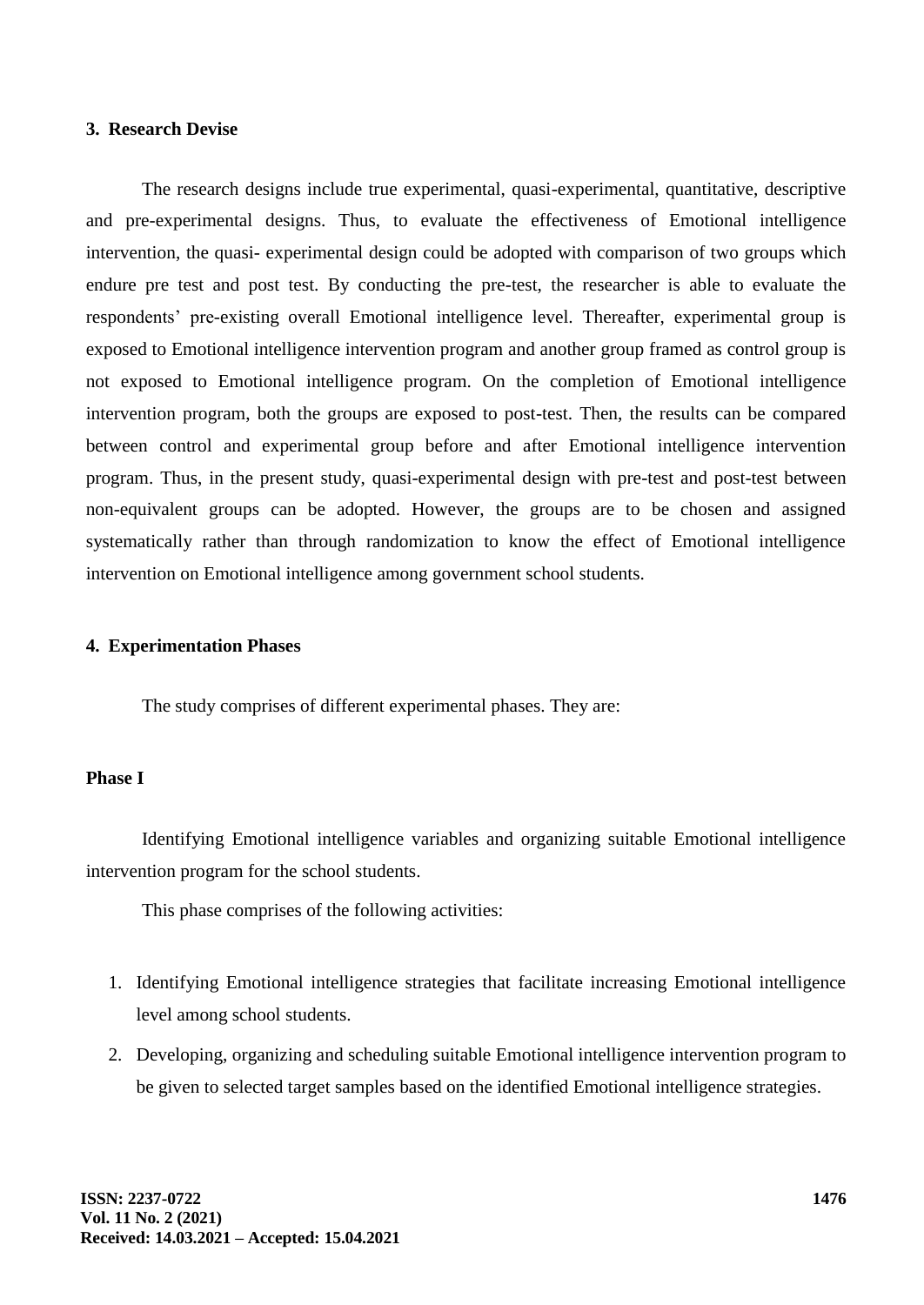## 3. Research Devise

The research designs include true experimental, quasi-experimental, quantitative, descriptive and pre-experimental designs. Thus, to evaluate the effectiveness of Emotional intelligence intervention, the quasi- experimental design could be adopted with comparison of two groups which endure pre test and post test. By conducting the pre-test, the researcher is able to evaluate the respondents' pre-existing overall Emotional intelligence level. Thereafter, experimental group is exposed to Emotional intelligence intervention program and another group framed as control group is not exposed to Emotional intelligence program. On the completion of Emotional intelligence intervention program, both the groups are exposed to post-test. Then, the results can be compared between control and experimental group before and after Emotional intelligence intervention program. Thus, in the present study, quasi-experimental design with pre-test and post-test between non-equivalent groups can be adopted. However, the groups are to be chosen and assigned systematically rather than through randomization to know the effect of Emotional intelligence intervention on Emotional intelligence among government school students.

## 4. Experimentation Phases

The study comprises of different experimental phases. They are:

### Phase I

Identifying Emotional intelligence variables and organizing suitable Emotional intelligence intervention program for the school students.

This phase comprises of the following activities:

1. Identifying Emotional intelligence strategies that facilitate increasing Emotional intelligence level among school students.
2. Developing, organizing and scheduling suitable Emotional intelligence intervention program to be given to selected target samples based on the identified Emotional intelligence strategies.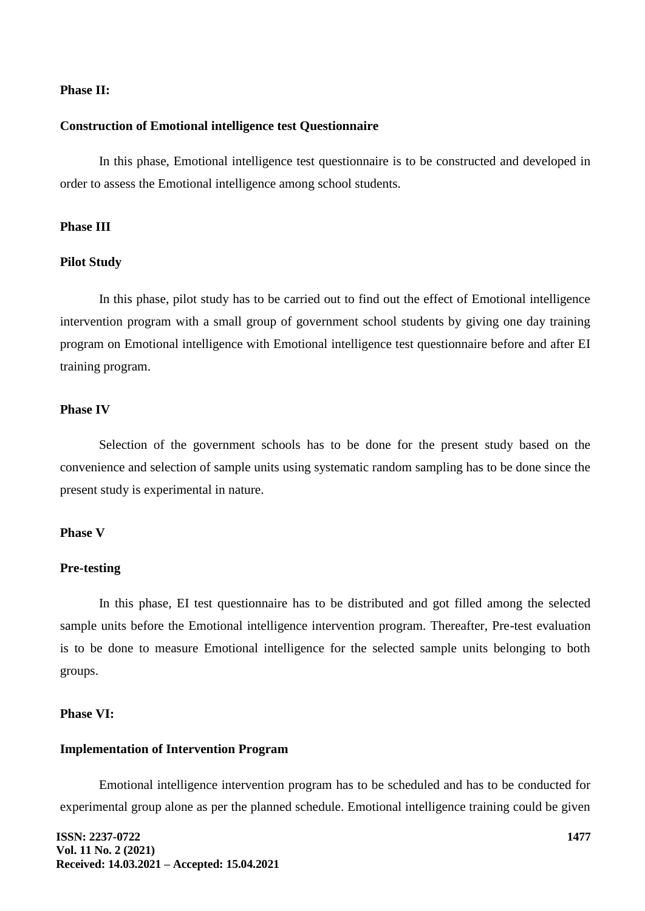**Phase II:**

**Construction of Emotional intelligence test Questionnaire**

In this phase, Emotional intelligence test questionnaire is to be constructed and developed in order to assess the Emotional intelligence among school students.

**Phase III**

**Pilot Study**

In this phase, pilot study has to be carried out to find out the effect of Emotional intelligence intervention program with a small group of government school students by giving one day training program on Emotional intelligence with Emotional intelligence test questionnaire before and after EI training program.

**Phase IV**

Selection of the government schools has to be done for the present study based on the convenience and selection of sample units using systematic random sampling has to be done since the present study is experimental in nature.

**Phase V**

**Pre-testing**

In this phase, EI test questionnaire has to be distributed and got filled among the selected sample units before the Emotional intelligence intervention program. Thereafter, Pre-test evaluation is to be done to measure Emotional intelligence for the selected sample units belonging to both groups.

**Phase VI:**

**Implementation of Intervention Program**

Emotional intelligence intervention program has to be scheduled and has to be conducted for experimental group alone as per the planned schedule. Emotional intelligence training could be given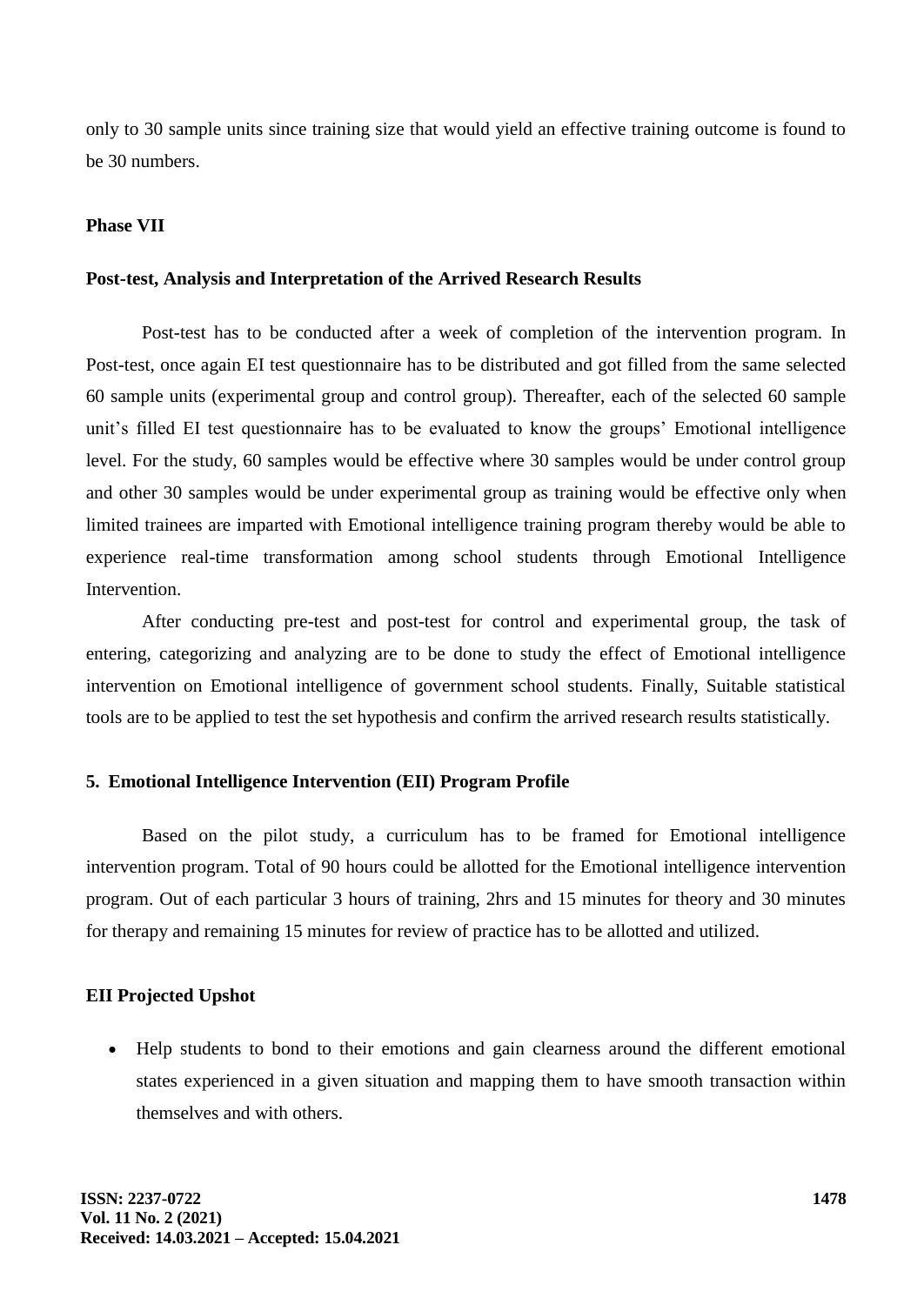only to 30 sample units since training size that would yield an effective training outcome is found to be 30 numbers.

**Phase VII**

**Post-test, Analysis and Interpretation of the Arrived Research Results**

Post-test has to be conducted after a week of completion of the intervention program. In Post-test, once again EI test questionnaire has to be distributed and got filled from the same selected 60 sample units (experimental group and control group). Thereafter, each of the selected 60 sample unit's filled EI test questionnaire has to be evaluated to know the groups' Emotional intelligence level. For the study, 60 samples would be effective where 30 samples would be under control group and other 30 samples would be under experimental group as training would be effective only when limited trainees are imparted with Emotional intelligence training program thereby would be able to experience real-time transformation among school students through Emotional Intelligence Intervention.

After conducting pre-test and post-test for control and experimental group, the task of entering, categorizing and analyzing are to be done to study the effect of Emotional intelligence intervention on Emotional intelligence of government school students. Finally, Suitable statistical tools are to be applied to test the set hypothesis and confirm the arrived research results statistically.

## 5. Emotional Intelligence Intervention (EII) Program Profile

Based on the pilot study, a curriculum has to be framed for Emotional intelligence intervention program. Total of 90 hours could be allotted for the Emotional intelligence intervention program. Out of each particular 3 hours of training, 2hrs and 15 minutes for theory and 30 minutes for therapy and remaining 15 minutes for review of practice has to be allotted and utilized.

**EII Projected Upshot**

- Help students to bond to their emotions and gain clearness around the different emotional states experienced in a given situation and mapping them to have smooth transaction within themselves and with others.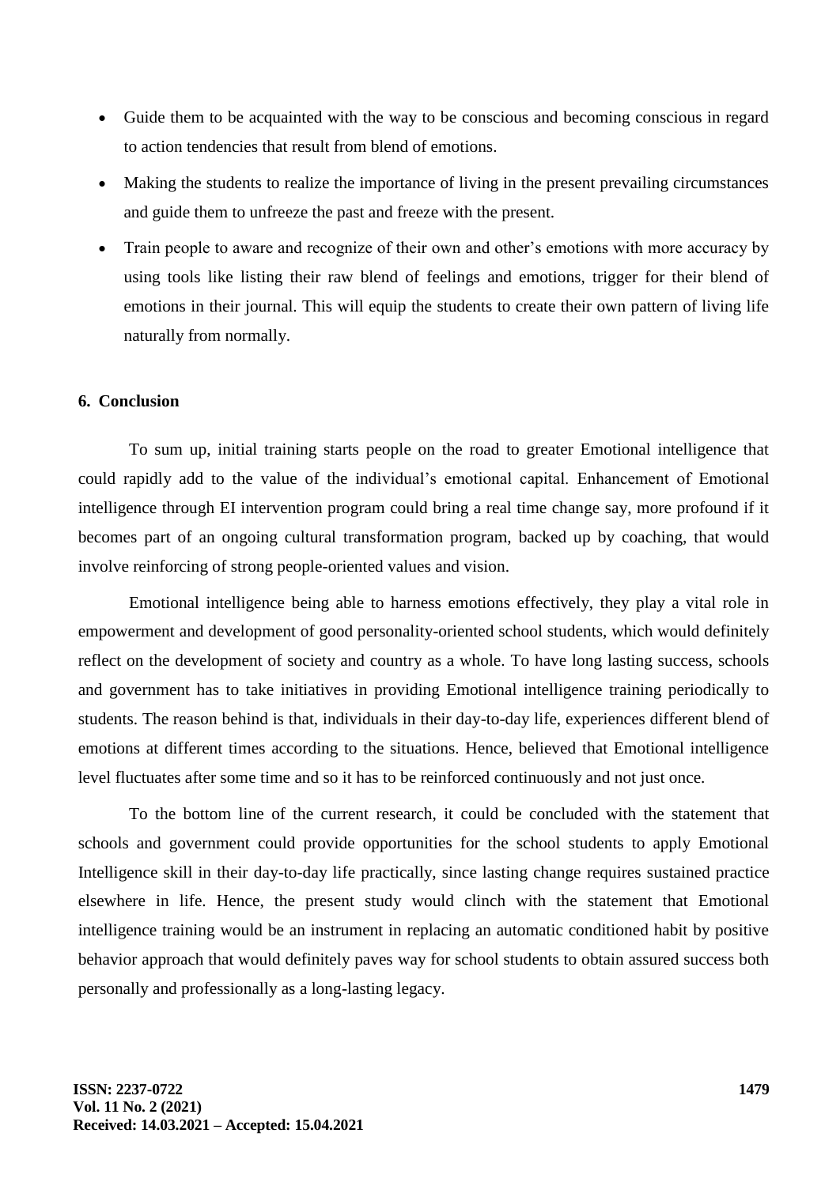- Guide them to be acquainted with the way to be conscious and becoming conscious in regard to action tendencies that result from blend of emotions.
- Making the students to realize the importance of living in the present prevailing circumstances and guide them to unfreeze the past and freeze with the present.
- Train people to aware and recognize of their own and other's emotions with more accuracy by using tools like listing their raw blend of feelings and emotions, trigger for their blend of emotions in their journal. This will equip the students to create their own pattern of living life naturally from normally.

## 6. Conclusion

To sum up, initial training starts people on the road to greater Emotional intelligence that could rapidly add to the value of the individual's emotional capital. Enhancement of Emotional intelligence through EI intervention program could bring a real time change say, more profound if it becomes part of an ongoing cultural transformation program, backed up by coaching, that would involve reinforcing of strong people-oriented values and vision.

Emotional intelligence being able to harness emotions effectively, they play a vital role in empowerment and development of good personality-oriented school students, which would definitely reflect on the development of society and country as a whole. To have long lasting success, schools and government has to take initiatives in providing Emotional intelligence training periodically to students. The reason behind is that, individuals in their day-to-day life, experiences different blend of emotions at different times according to the situations. Hence, believed that Emotional intelligence level fluctuates after some time and so it has to be reinforced continuously and not just once.

To the bottom line of the current research, it could be concluded with the statement that schools and government could provide opportunities for the school students to apply Emotional Intelligence skill in their day-to-day life practically, since lasting change requires sustained practice elsewhere in life. Hence, the present study would clinch with the statement that Emotional intelligence training would be an instrument in replacing an automatic conditioned habit by positive behavior approach that would definitely paves way for school students to obtain assured success both personally and professionally as a long-lasting legacy.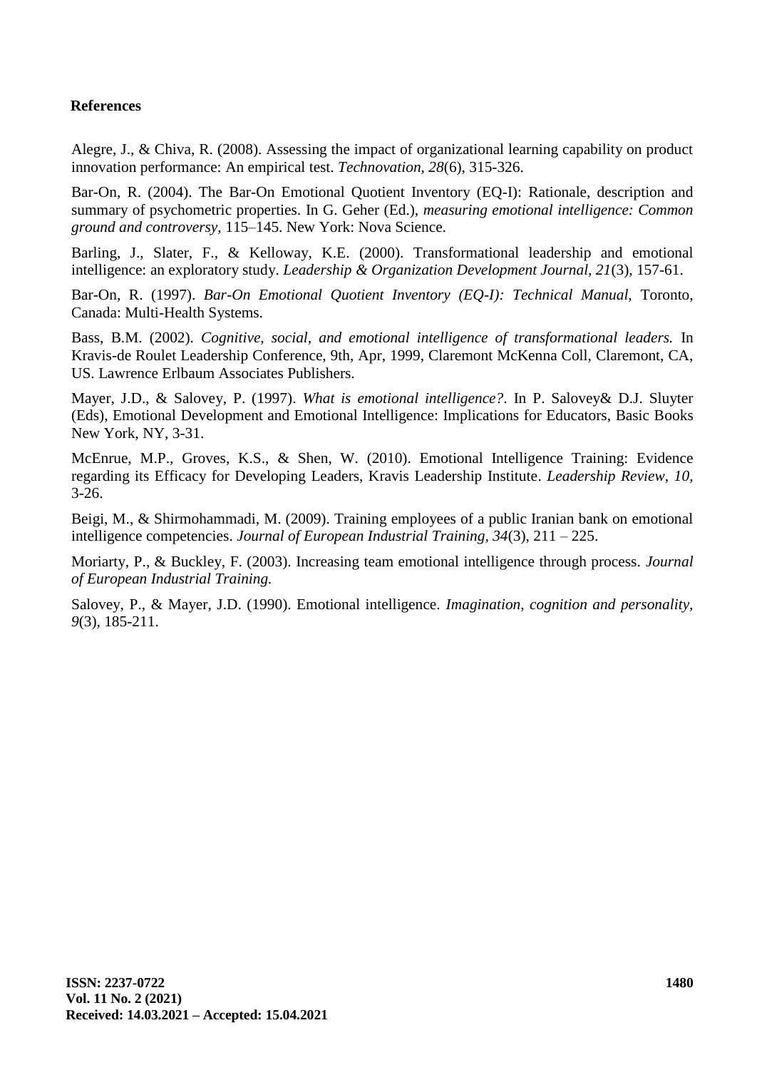**References**

Alegre, J., & Chiva, R. (2008). Assessing the impact of organizational learning capability on product innovation performance: An empirical test. *Technovation, 28*(6), 315-326.

Bar-On, R. (2004). The Bar-On Emotional Quotient Inventory (EQ-I): Rationale, description and summary of psychometric properties. In G. Geher (Ed.), *measuring emotional intelligence: Common ground and controversy*, 115–145. New York: Nova Science.

Barling, J., Slater, F., & Kelloway, K.E. (2000). Transformational leadership and emotional intelligence: an exploratory study. *Leadership & Organization Development Journal, 21*(3), 157-61.

Bar-On, R. (1997). *Bar-On Emotional Quotient Inventory (EQ-I): Technical Manual,* Toronto, Canada: Multi-Health Systems.

Bass, B.M. (2002). *Cognitive, social, and emotional intelligence of transformational leaders.* In Kravis-de Roulet Leadership Conference, 9th, Apr, 1999, Claremont McKenna Coll, Claremont, CA, US. Lawrence Erlbaum Associates Publishers.

Mayer, J.D., & Salovey, P. (1997). *What is emotional intelligence?.* In P. Salovey& D.J. Sluyter (Eds), Emotional Development and Emotional Intelligence: Implications for Educators, Basic Books New York, NY, 3-31.

McEnrue, M.P., Groves, K.S., & Shen, W. (2010). Emotional Intelligence Training: Evidence regarding its Efficacy for Developing Leaders, Kravis Leadership Institute. *Leadership Review, 10,* 3-26.

Beigi, M., & Shirmohammadi, M. (2009). Training employees of a public Iranian bank on emotional intelligence competencies. *Journal of European Industrial Training, 34*(3), 211 – 225.

Moriarty, P., & Buckley, F. (2003). Increasing team emotional intelligence through process. *Journal of European Industrial Training.*

Salovey, P., & Mayer, J.D. (1990). Emotional intelligence. *Imagination, cognition and personality, 9*(3), 185-211.